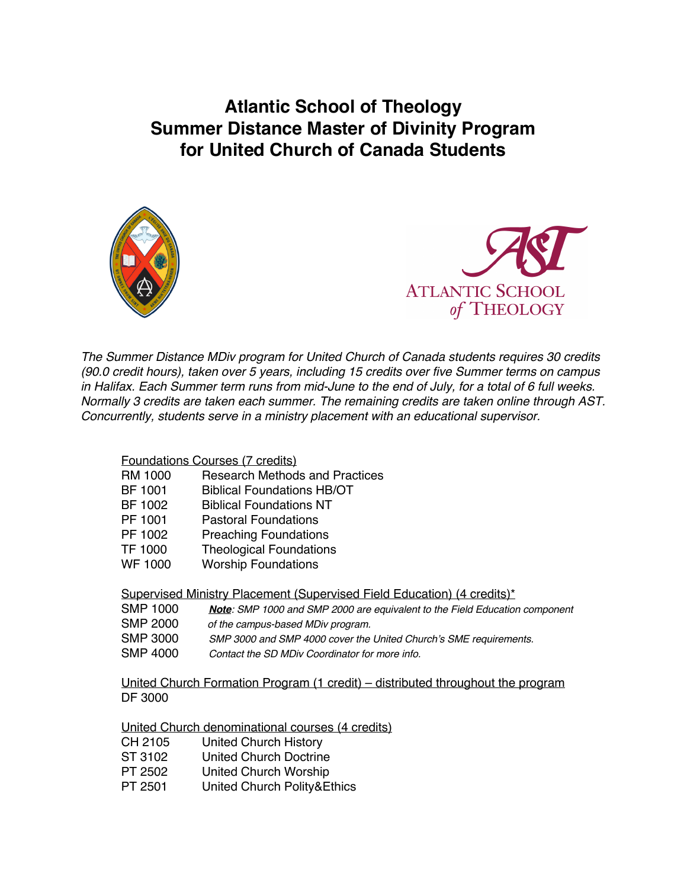# Atlantic School of Theology Summer Distance Master of Divinity Program for United Church of Canada Students

*The Summer Distance MDiv program for United Church of Canada students requires 30 credits (90.0 credit hours), taken over 5 years, including 15 credits over five Summer terms on campus in Halifax. Each Summer term runs from mid-June to the end of July, for a total of 6 full weeks. Normally 3 credits are taken each summer. The remaining credits are taken online through AST. Concurrently, students serve in a ministry placement with an educational supervisor.*

Foundations Courses (7 credits)

| | |
|---|---|
| RM 1000 | Research Methods and Practices |
| BF 1001 | Biblical Foundations HB/OT |
| BF 1002 | Biblical Foundations NT |
| PF 1001 | Pastoral Foundations |
| PF 1002 | Preaching Foundations |
| TF 1000 | Theological Foundations |
| WF 1000 | Worship Foundations |

Supervised Ministry Placement (Supervised Field Education) (4 credits)*

| | |
|---|---|
| SMP 1000 | ***Note***: *SMP 1000 and SMP 2000 are equivalent to the Field Education component* |
| SMP 2000 | *of the campus-based MDiv program.* |
| SMP 3000 | *SMP 3000 and SMP 4000 cover the United Church's SME requirements.* |
| SMP 4000 | *Contact the SD MDiv Coordinator for more info.* |

United Church Formation Program (1 credit) – distributed throughout the program

DF 3000

United Church denominational courses (4 credits)

| | |
|---|---|
| CH 2105 | United Church History |
| ST 3102 | United Church Doctrine |
| PT 2502 | United Church Worship |
| PT 2501 | United Church Polity&Ethics |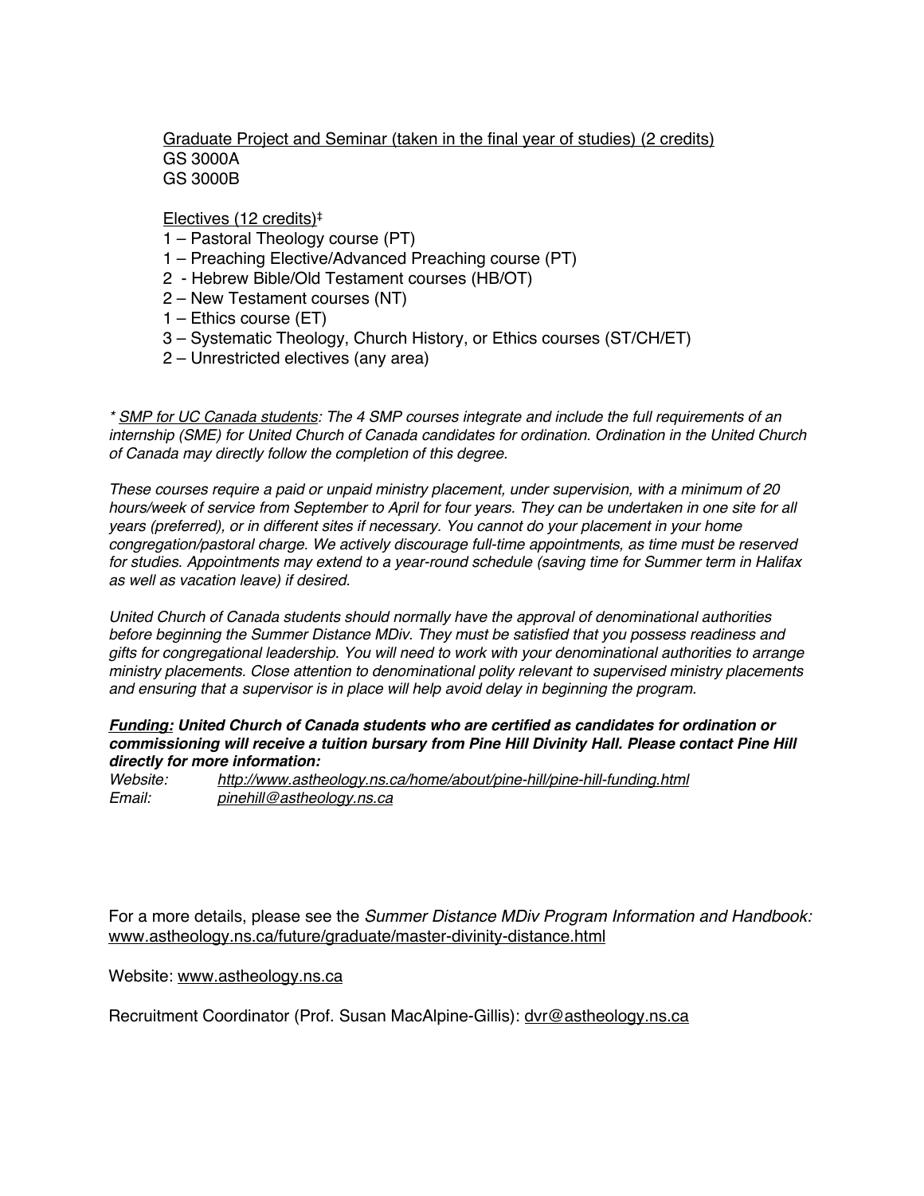Graduate Project and Seminar (taken in the final year of studies) (2 credits)
GS 3000A
GS 3000B

Electives (12 credits)‡
1 – Pastoral Theology course (PT)
1 – Preaching Elective/Advanced Preaching course (PT)
2 - Hebrew Bible/Old Testament courses (HB/OT)
2 – New Testament courses (NT)
1 – Ethics course (ET)
3 – Systematic Theology, Church History, or Ethics courses (ST/CH/ET)
2 – Unrestricted electives (any area)

*\* SMP for UC Canada students: The 4 SMP courses integrate and include the full requirements of an internship (SME) for United Church of Canada candidates for ordination. Ordination in the United Church of Canada may directly follow the completion of this degree.*

*These courses require a paid or unpaid ministry placement, under supervision, with a minimum of 20 hours/week of service from September to April for four years. They can be undertaken in one site for all years (preferred), or in different sites if necessary. You cannot do your placement in your home congregation/pastoral charge. We actively discourage full-time appointments, as time must be reserved for studies. Appointments may extend to a year-round schedule (saving time for Summer term in Halifax as well as vacation leave) if desired.*

*United Church of Canada students should normally have the approval of denominational authorities before beginning the Summer Distance MDiv. They must be satisfied that you possess readiness and gifts for congregational leadership. You will need to work with your denominational authorities to arrange ministry placements. Close attention to denominational polity relevant to supervised ministry placements and ensuring that a supervisor is in place will help avoid delay in beginning the program.*

***Funding:* United Church of Canada students who are certified as candidates for ordination or commissioning will receive a tuition bursary from Pine Hill Divinity Hall. Please contact Pine Hill directly for more information:**

*Website:* *http://www.astheology.ns.ca/home/about/pine-hill/pine-hill-funding.html*
*Email:* *pinehill@astheology.ns.ca*

For a more details, please see the *Summer Distance MDiv Program Information and Handbook:* www.astheology.ns.ca/future/graduate/master-divinity-distance.html

Website: www.astheology.ns.ca

Recruitment Coordinator (Prof. Susan MacAlpine-Gillis): dvr@astheology.ns.ca